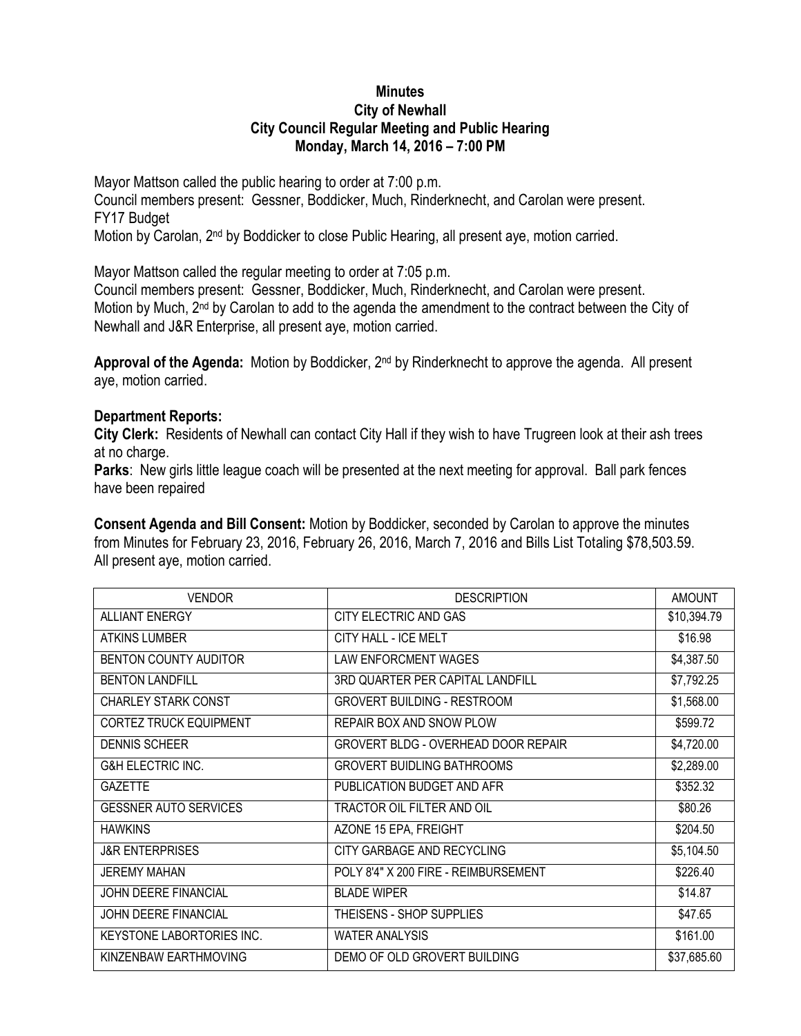# Minutes
## City of Newhall
## City Council Regular Meeting and Public Hearing
## Monday, March 14, 2016 – 7:00 PM

Mayor Mattson called the public hearing to order at 7:00 p.m.
Council members present: Gessner, Boddicker, Much, Rinderknecht, and Carolan were present.
FY17 Budget
Motion by Carolan, 2nd by Boddicker to close Public Hearing, all present aye, motion carried.

Mayor Mattson called the regular meeting to order at 7:05 p.m.
Council members present: Gessner, Boddicker, Much, Rinderknecht, and Carolan were present.
Motion by Much, 2nd by Carolan to add to the agenda the amendment to the contract between the City of Newhall and J&R Enterprise, all present aye, motion carried.

**Approval of the Agenda:** Motion by Boddicker, 2nd by Rinderknecht to approve the agenda. All present aye, motion carried.

**Department Reports:**

**City Clerk:** Residents of Newhall can contact City Hall if they wish to have Trugreen look at their ash trees at no charge.

**Parks**: New girls little league coach will be presented at the next meeting for approval. Ball park fences have been repaired

**Consent Agenda and Bill Consent:** Motion by Boddicker, seconded by Carolan to approve the minutes from Minutes for February 23, 2016, February 26, 2016, March 7, 2016 and Bills List Totaling $78,503.59. All present aye, motion carried.

| VENDOR | DESCRIPTION | AMOUNT |
|---|---|---|
| ALLIANT ENERGY | CITY ELECTRIC AND GAS | $10,394.79 |
| ATKINS LUMBER | CITY HALL - ICE MELT | $16.98 |
| BENTON COUNTY AUDITOR | LAW ENFORCMENT WAGES | $4,387.50 |
| BENTON LANDFILL | 3RD QUARTER PER CAPITAL LANDFILL | $7,792.25 |
| CHARLEY STARK CONST | GROVERT BUILDING - RESTROOM | $1,568.00 |
| CORTEZ TRUCK EQUIPMENT | REPAIR BOX AND SNOW PLOW | $599.72 |
| DENNIS SCHEER | GROVERT BLDG - OVERHEAD DOOR REPAIR | $4,720.00 |
| G&H ELECTRIC INC. | GROVERT BUIDLING BATHROOMS | $2,289.00 |
| GAZETTE | PUBLICATION BUDGET AND AFR | $352.32 |
| GESSNER AUTO SERVICES | TRACTOR OIL FILTER AND OIL | $80.26 |
| HAWKINS | AZONE 15 EPA, FREIGHT | $204.50 |
| J&R ENTERPRISES | CITY GARBAGE AND RECYCLING | $5,104.50 |
| JEREMY MAHAN | POLY 8'4" X 200 FIRE - REIMBURSEMENT | $226.40 |
| JOHN DEERE FINANCIAL | BLADE WIPER | $14.87 |
| JOHN DEERE FINANCIAL | THEISENS - SHOP SUPPLIES | $47.65 |
| KEYSTONE LABORTORIES INC. | WATER ANALYSIS | $161.00 |
| KINZENBAW EARTHMOVING | DEMO OF OLD GROVERT BUILDING | $37,685.60 |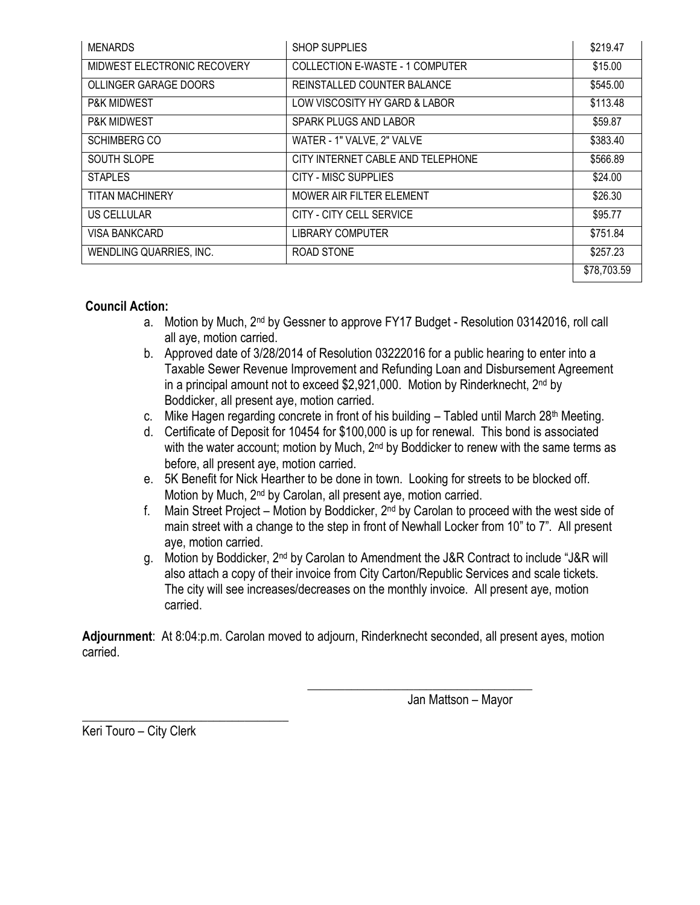| | | |
|---|---|---|
| MENARDS | SHOP SUPPLIES | \$219.47 |
| MIDWEST ELECTRONIC RECOVERY | COLLECTION E-WASTE - 1 COMPUTER | \$15.00 |
| OLLINGER GARAGE DOORS | REINSTALLED COUNTER BALANCE | \$545.00 |
| P&K MIDWEST | LOW VISCOSITY HY GARD & LABOR | \$113.48 |
| P&K MIDWEST | SPARK PLUGS AND LABOR | \$59.87 |
| SCHIMBERG CO | WATER - 1" VALVE, 2" VALVE | \$383.40 |
| SOUTH SLOPE | CITY INTERNET CABLE AND TELEPHONE | \$566.89 |
| STAPLES | CITY - MISC SUPPLIES | \$24.00 |
| TITAN MACHINERY | MOWER AIR FILTER ELEMENT | \$26.30 |
| US CELLULAR | CITY - CITY CELL SERVICE | \$95.77 |
| VISA BANKCARD | LIBRARY COMPUTER | \$751.84 |
| WENDLING QUARRIES, INC. | ROAD STONE | \$257.23 |
| | | \$78,703.59 |

**Council Action:**

a. Motion by Much, 2nd by Gessner to approve FY17 Budget - Resolution 03142016, roll call all aye, motion carried.
b. Approved date of 3/28/2014 of Resolution 03222016 for a public hearing to enter into a Taxable Sewer Revenue Improvement and Refunding Loan and Disbursement Agreement in a principal amount not to exceed \$2,921,000. Motion by Rinderknecht, 2nd by Boddicker, all present aye, motion carried.
c. Mike Hagen regarding concrete in front of his building – Tabled until March 28th Meeting.
d. Certificate of Deposit for 10454 for \$100,000 is up for renewal. This bond is associated with the water account; motion by Much, 2nd by Boddicker to renew with the same terms as before, all present aye, motion carried.
e. 5K Benefit for Nick Hearther to be done in town. Looking for streets to be blocked off. Motion by Much, 2nd by Carolan, all present aye, motion carried.
f. Main Street Project – Motion by Boddicker, 2nd by Carolan to proceed with the west side of main street with a change to the step in front of Newhall Locker from 10" to 7". All present aye, motion carried.
g. Motion by Boddicker, 2nd by Carolan to Amendment the J&R Contract to include "J&R will also attach a copy of their invoice from City Carton/Republic Services and scale tickets. The city will see increases/decreases on the monthly invoice. All present aye, motion carried.

**Adjournment**: At 8:04:p.m. Carolan moved to adjourn, Rinderknecht seconded, all present ayes, motion carried.

\_\_\_\_\_\_\_\_\_\_\_\_\_\_\_\_\_\_\_\_\_\_\_\_\_\_\_\_\_\_\_\_\_\_\_\_
Jan Mattson – Mayor

\_\_\_\_\_\_\_\_\_\_\_\_\_\_\_\_\_\_\_\_\_\_\_\_\_\_\_\_\_\_\_\_\_\_\_\_
Keri Touro – City Clerk